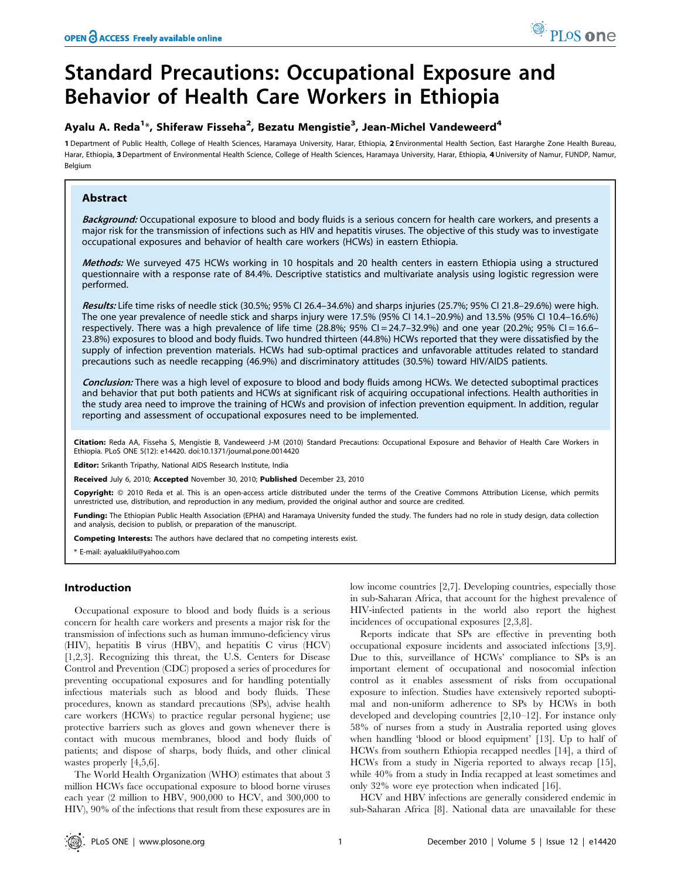# Standard Precautions: Occupational Exposure and Behavior of Health Care Workers in Ethiopia

**Ayalu A. Reda[1]*, Shiferaw Fisseha[2], Bezatu Mengistie[3], Jean-Michel Vandeweerd[4]**

[1] Department of Public Health, College of Health Sciences, Haramaya University, Harar, Ethiopia, [2] Environmental Health Section, East Hararghe Zone Health Bureau, Harar, Ethiopia, [3] Department of Environmental Health Science, College of Health Sciences, Haramaya University, Harar, Ethiopia, [4] University of Namur, FUNDP, Namur, Belgium

## Abstract

***Background:*** Occupational exposure to blood and body fluids is a serious concern for health care workers, and presents a major risk for the transmission of infections such as HIV and hepatitis viruses. The objective of this study was to investigate occupational exposures and behavior of health care workers (HCWs) in eastern Ethiopia.

***Methods:*** We surveyed 475 HCWs working in 10 hospitals and 20 health centers in eastern Ethiopia using a structured questionnaire with a response rate of 84.4%. Descriptive statistics and multivariate analysis using logistic regression were performed.

***Results:*** Life time risks of needle stick (30.5%; 95% CI 26.4–34.6%) and sharps injuries (25.7%; 95% CI 21.8–29.6%) were high. The one year prevalence of needle stick and sharps injury were 17.5% (95% CI 14.1–20.9%) and 13.5% (95% CI 10.4–16.6%) respectively. There was a high prevalence of life time (28.8%; 95% CI = 24.7–32.9%) and one year (20.2%; 95% CI = 16.6–23.8%) exposures to blood and body fluids. Two hundred thirteen (44.8%) HCWs reported that they were dissatisfied by the supply of infection prevention materials. HCWs had sub-optimal practices and unfavorable attitudes related to standard precautions such as needle recapping (46.9%) and discriminatory attitudes (30.5%) toward HIV/AIDS patients.

***Conclusion:*** There was a high level of exposure to blood and body fluids among HCWs. We detected suboptimal practices and behavior that put both patients and HCWs at significant risk of acquiring occupational infections. Health authorities in the study area need to improve the training of HCWs and provision of infection prevention equipment. In addition, regular reporting and assessment of occupational exposures need to be implemented.

**Citation:** Reda AA, Fisseha S, Mengistie B, Vandeweerd J-M (2010) Standard Precautions: Occupational Exposure and Behavior of Health Care Workers in Ethiopia. PLoS ONE 5(12): e14420. doi:10.1371/journal.pone.0014420

**Editor:** Srikanth Tripathy, National AIDS Research Institute, India

**Received** July 6, 2010; **Accepted** November 30, 2010; **Published** December 23, 2010

**Copyright:** © 2010 Reda et al. This is an open-access article distributed under the terms of the Creative Commons Attribution License, which permits unrestricted use, distribution, and reproduction in any medium, provided the original author and source are credited.

**Funding:** The Ethiopian Public Health Association (EPHA) and Haramaya University funded the study. The funders had no role in study design, data collection and analysis, decision to publish, or preparation of the manuscript.

**Competing Interests:** The authors have declared that no competing interests exist.

\* E-mail: ayaluaklilu@yahoo.com

## Introduction

Occupational exposure to blood and body fluids is a serious concern for health care workers and presents a major risk for the transmission of infections such as human immuno-deficiency virus (HIV), hepatitis B virus (HBV), and hepatitis C virus (HCV) [1,2,3]. Recognizing this threat, the U.S. Centers for Disease Control and Prevention (CDC) proposed a series of procedures for preventing occupational exposures and for handling potentially infectious materials such as blood and body fluids. These procedures, known as standard precautions (SPs), advise health care workers (HCWs) to practice regular personal hygiene; use protective barriers such as gloves and gown whenever there is contact with mucous membranes, blood and body fluids of patients; and dispose of sharps, body fluids, and other clinical wastes properly [4,5,6].

The World Health Organization (WHO) estimates that about 3 million HCWs face occupational exposure to blood borne viruses each year (2 million to HBV, 900,000 to HCV, and 300,000 to HIV), 90% of the infections that result from these exposures are in low income countries [2,7]. Developing countries, especially those in sub-Saharan Africa, that account for the highest prevalence of HIV-infected patients in the world also report the highest incidences of occupational exposures [2,3,8].

Reports indicate that SPs are effective in preventing both occupational exposure incidents and associated infections [3,9]. Due to this, surveillance of HCWs' compliance to SPs is an important element of occupational and nosocomial infection control as it enables assessment of risks from occupational exposure to infection. Studies have extensively reported suboptimal and non-uniform adherence to SPs by HCWs in both developed and developing countries [2,10–12]. For instance only 58% of nurses from a study in Australia reported using gloves when handling 'blood or blood equipment' [13]. Up to half of HCWs from southern Ethiopia recapped needles [14], a third of HCWs from a study in Nigeria reported to always recap [15], while 40% from a study in India recapped at least sometimes and only 32% wore eye protection when indicated [16].

HCV and HBV infections are generally considered endemic in sub-Saharan Africa [8]. National data are unavailable for these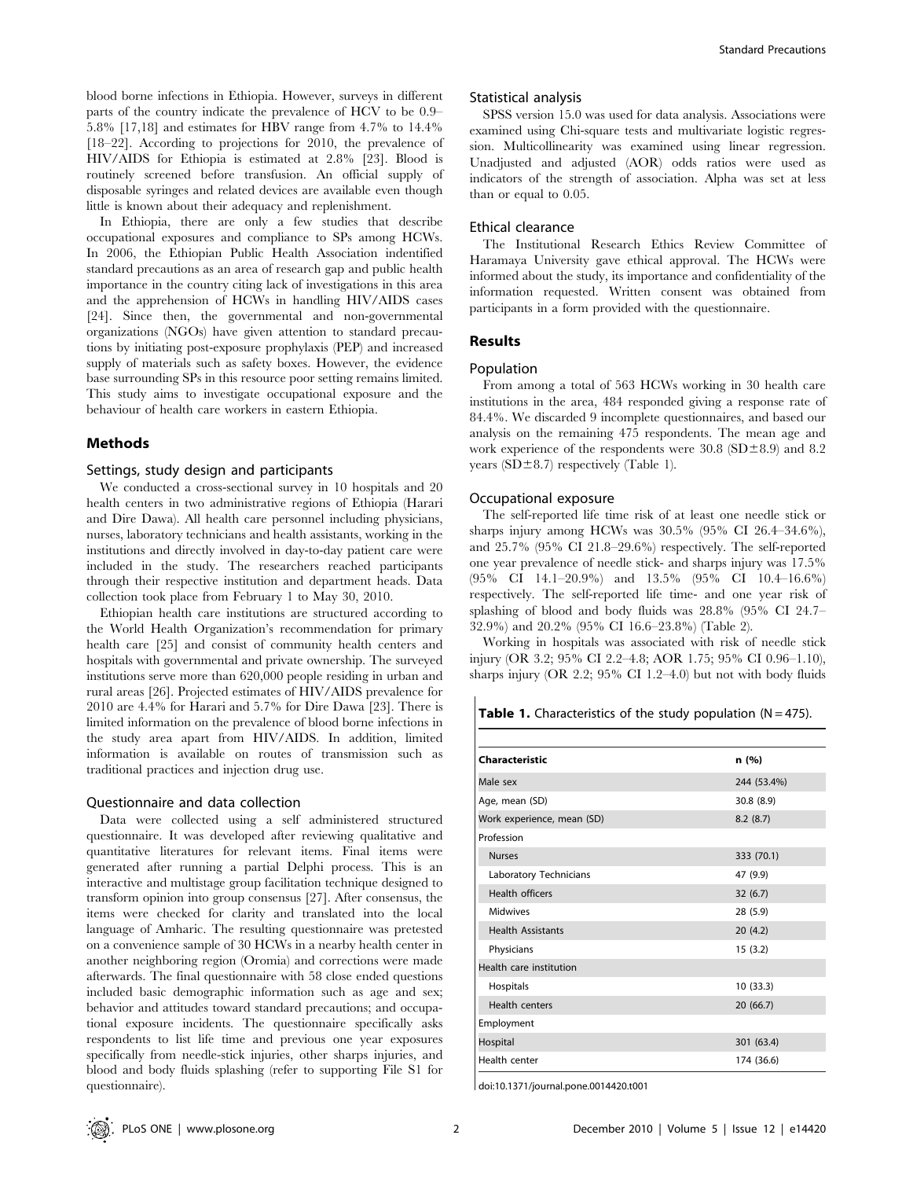blood borne infections in Ethiopia. However, surveys in different parts of the country indicate the prevalence of HCV to be 0.9–5.8% [17,18] and estimates for HBV range from 4.7% to 14.4% [18–22]. According to projections for 2010, the prevalence of HIV/AIDS for Ethiopia is estimated at 2.8% [23]. Blood is routinely screened before transfusion. An official supply of disposable syringes and related devices are available even though little is known about their adequacy and replenishment.

In Ethiopia, there are only a few studies that describe occupational exposures and compliance to SPs among HCWs. In 2006, the Ethiopian Public Health Association indentified standard precautions as an area of research gap and public health importance in the country citing lack of investigations in this area and the apprehension of HCWs in handling HIV/AIDS cases [24]. Since then, the governmental and non-governmental organizations (NGOs) have given attention to standard precautions by initiating post-exposure prophylaxis (PEP) and increased supply of materials such as safety boxes. However, the evidence base surrounding SPs in this resource poor setting remains limited. This study aims to investigate occupational exposure and the behaviour of health care workers in eastern Ethiopia.

## Methods

### Settings, study design and participants

We conducted a cross-sectional survey in 10 hospitals and 20 health centers in two administrative regions of Ethiopia (Harari and Dire Dawa). All health care personnel including physicians, nurses, laboratory technicians and health assistants, working in the institutions and directly involved in day-to-day patient care were included in the study. The researchers reached participants through their respective institution and department heads. Data collection took place from February 1 to May 30, 2010.

Ethiopian health care institutions are structured according to the World Health Organization's recommendation for primary health care [25] and consist of community health centers and hospitals with governmental and private ownership. The surveyed institutions serve more than 620,000 people residing in urban and rural areas [26]. Projected estimates of HIV/AIDS prevalence for 2010 are 4.4% for Harari and 5.7% for Dire Dawa [23]. There is limited information on the prevalence of blood borne infections in the study area apart from HIV/AIDS. In addition, limited information is available on routes of transmission such as traditional practices and injection drug use.

### Questionnaire and data collection

Data were collected using a self administered structured questionnaire. It was developed after reviewing qualitative and quantitative literatures for relevant items. Final items were generated after running a partial Delphi process. This is an interactive and multistage group facilitation technique designed to transform opinion into group consensus [27]. After consensus, the items were checked for clarity and translated into the local language of Amharic. The resulting questionnaire was pretested on a convenience sample of 30 HCWs in a nearby health center in another neighboring region (Oromia) and corrections were made afterwards. The final questionnaire with 58 close ended questions included basic demographic information such as age and sex; behavior and attitudes toward standard precautions; and occupational exposure incidents. The questionnaire specifically asks respondents to list life time and previous one year exposures specifically from needle-stick injuries, other sharps injuries, and blood and body fluids splashing (refer to supporting File S1 for questionnaire).

### Statistical analysis

SPSS version 15.0 was used for data analysis. Associations were examined using Chi-square tests and multivariate logistic regression. Multicollinearity was examined using linear regression. Unadjusted and adjusted (AOR) odds ratios were used as indicators of the strength of association. Alpha was set at less than or equal to 0.05.

### Ethical clearance

The Institutional Research Ethics Review Committee of Haramaya University gave ethical approval. The HCWs were informed about the study, its importance and confidentiality of the information requested. Written consent was obtained from participants in a form provided with the questionnaire.

## Results

### Population

From among a total of 563 HCWs working in 30 health care institutions in the area, 484 responded giving a response rate of 84.4%. We discarded 9 incomplete questionnaires, and based our analysis on the remaining 475 respondents. The mean age and work experience of the respondents were 30.8 (SD±8.9) and 8.2 years (SD±8.7) respectively (Table 1).

### Occupational exposure

The self-reported life time risk of at least one needle stick or sharps injury among HCWs was 30.5% (95% CI 26.4–34.6%), and 25.7% (95% CI 21.8–29.6%) respectively. The self-reported one year prevalence of needle stick- and sharps injury was 17.5% (95% CI 14.1–20.9%) and 13.5% (95% CI 10.4–16.6%) respectively. The self-reported life time- and one year risk of splashing of blood and body fluids was 28.8% (95% CI 24.7–32.9%) and 20.2% (95% CI 16.6–23.8%) (Table 2).

Working in hospitals was associated with risk of needle stick injury (OR 3.2; 95% CI 2.2–4.8; AOR 1.75; 95% CI 0.96–1.10), sharps injury (OR 2.2; 95% CI 1.2–4.0) but not with body fluids

**Table 1.** Characteristics of the study population (N = 475).

| Characteristic | n (%) |
|---|---|
| Male sex | 244 (53.4%) |
| Age, mean (SD) | 30.8 (8.9) |
| Work experience, mean (SD) | 8.2 (8.7) |
| Profession | |
| Nurses | 333 (70.1) |
| Laboratory Technicians | 47 (9.9) |
| Health officers | 32 (6.7) |
| Midwives | 28 (5.9) |
| Health Assistants | 20 (4.2) |
| Physicians | 15 (3.2) |
| Health care institution | |
| Hospitals | 10 (33.3) |
| Health centers | 20 (66.7) |
| Employment | |
| Hospital | 301 (63.4) |
| Health center | 174 (36.6) |

doi:10.1371/journal.pone.0014420.t001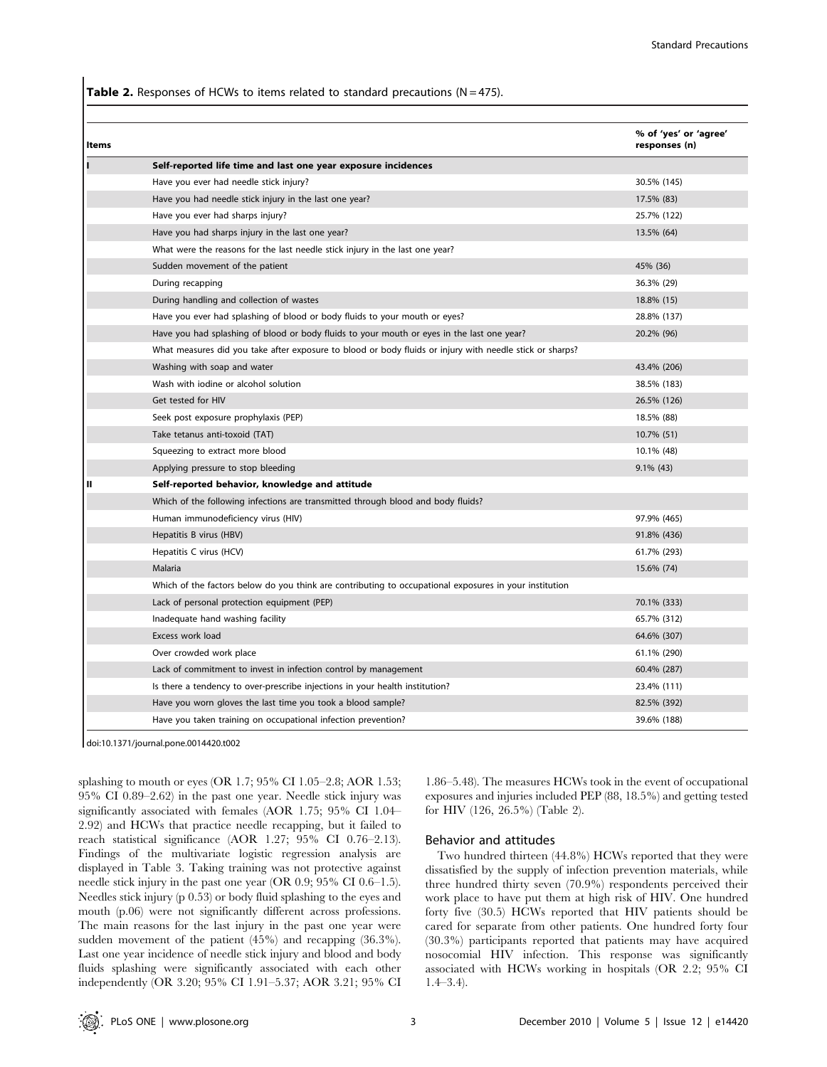**Table 2.** Responses of HCWs to items related to standard precautions (N = 475).

| Items | | % of 'yes' or 'agree' responses (n) |
|---|---|---|
| I | **Self-reported life time and last one year exposure incidences** | |
| | Have you ever had needle stick injury? | 30.5% (145) |
| | Have you had needle stick injury in the last one year? | 17.5% (83) |
| | Have you ever had sharps injury? | 25.7% (122) |
| | Have you had sharps injury in the last one year? | 13.5% (64) |
| | What were the reasons for the last needle stick injury in the last one year? | |
| | Sudden movement of the patient | 45% (36) |
| | During recapping | 36.3% (29) |
| | During handling and collection of wastes | 18.8% (15) |
| | Have you ever had splashing of blood or body fluids to your mouth or eyes? | 28.8% (137) |
| | Have you had splashing of blood or body fluids to your mouth or eyes in the last one year? | 20.2% (96) |
| | What measures did you take after exposure to blood or body fluids or injury with needle stick or sharps? | |
| | Washing with soap and water | 43.4% (206) |
| | Wash with iodine or alcohol solution | 38.5% (183) |
| | Get tested for HIV | 26.5% (126) |
| | Seek post exposure prophylaxis (PEP) | 18.5% (88) |
| | Take tetanus anti-toxoid (TAT) | 10.7% (51) |
| | Squeezing to extract more blood | 10.1% (48) |
| | Applying pressure to stop bleeding | 9.1% (43) |
| II | **Self-reported behavior, knowledge and attitude** | |
| | Which of the following infections are transmitted through blood and body fluids? | |
| | Human immunodeficiency virus (HIV) | 97.9% (465) |
| | Hepatitis B virus (HBV) | 91.8% (436) |
| | Hepatitis C virus (HCV) | 61.7% (293) |
| | Malaria | 15.6% (74) |
| | Which of the factors below do you think are contributing to occupational exposures in your institution | |
| | Lack of personal protection equipment (PEP) | 70.1% (333) |
| | Inadequate hand washing facility | 65.7% (312) |
| | Excess work load | 64.6% (307) |
| | Over crowded work place | 61.1% (290) |
| | Lack of commitment to invest in infection control by management | 60.4% (287) |
| | Is there a tendency to over-prescribe injections in your health institution? | 23.4% (111) |
| | Have you worn gloves the last time you took a blood sample? | 82.5% (392) |
| | Have you taken training on occupational infection prevention? | 39.6% (188) |

doi:10.1371/journal.pone.0014420.t002

splashing to mouth or eyes (OR 1.7; 95% CI 1.05–2.8; AOR 1.53; 95% CI 0.89–2.62) in the past one year. Needle stick injury was significantly associated with females (AOR 1.75; 95% CI 1.04–2.92) and HCWs that practice needle recapping, but it failed to reach statistical significance (AOR 1.27; 95% CI 0.76–2.13). Findings of the multivariate logistic regression analysis are displayed in Table 3. Taking training was not protective against needle stick injury in the past one year (OR 0.9; 95% CI 0.6–1.5). Needles stick injury (p 0.53) or body fluid splashing to the eyes and mouth (p.06) were not significantly different across professions. The main reasons for the last injury in the past one year were sudden movement of the patient (45%) and recapping (36.3%). Last one year incidence of needle stick injury and blood and body fluids splashing were significantly associated with each other independently (OR 3.20; 95% CI 1.91–5.37; AOR 3.21; 95% CI 1.86–5.48). The measures HCWs took in the event of occupational exposures and injuries included PEP (88, 18.5%) and getting tested for HIV (126, 26.5%) (Table 2).

## Behavior and attitudes

Two hundred thirteen (44.8%) HCWs reported that they were dissatisfied by the supply of infection prevention materials, while three hundred thirty seven (70.9%) respondents perceived their work place to have put them at high risk of HIV. One hundred forty five (30.5) HCWs reported that HIV patients should be cared for separate from other patients. One hundred forty four (30.3%) participants reported that patients may have acquired nosocomial HIV infection. This response was significantly associated with HCWs working in hospitals (OR 2.2; 95% CI 1.4–3.4).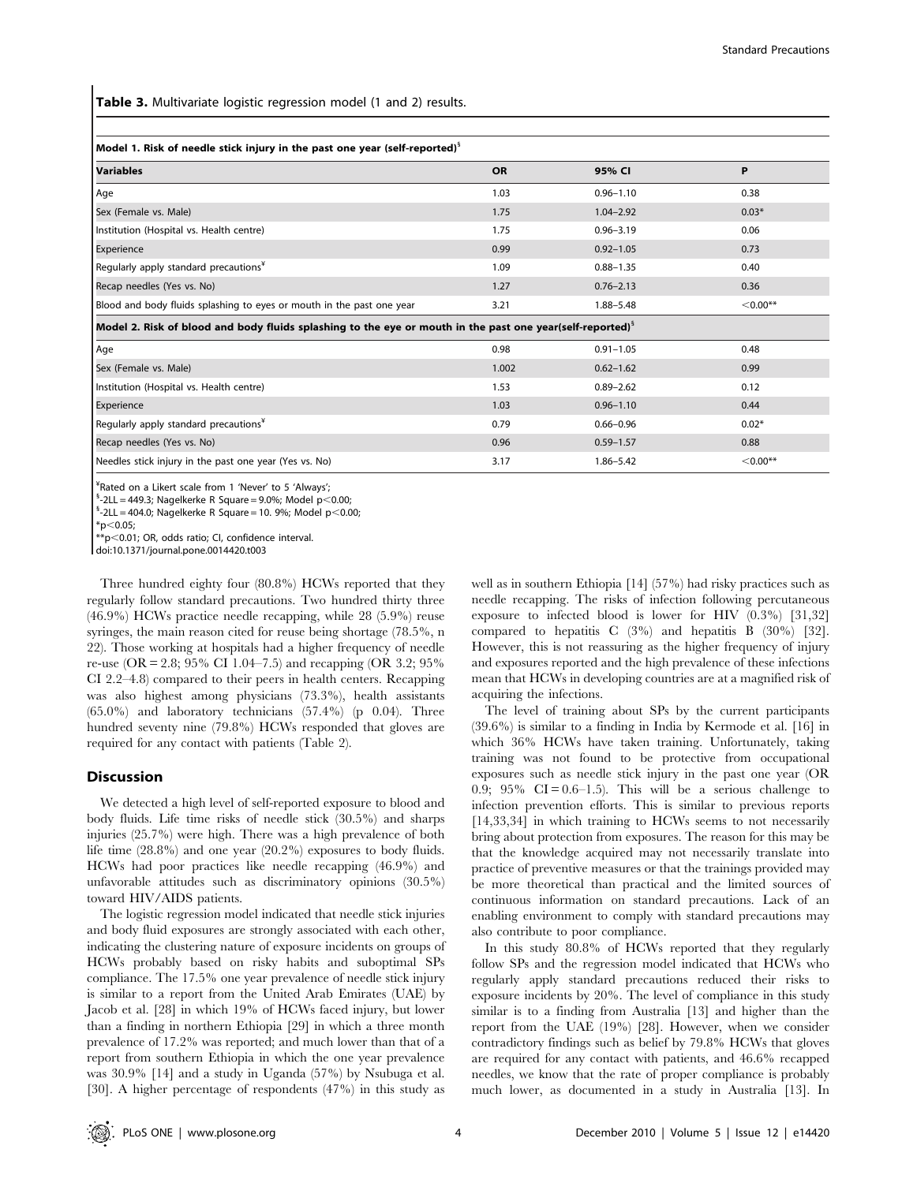**Table 3.** Multivariate logistic regression model (1 and 2) results.

| Variables | OR | 95% CI | P |
|---|---|---|---|
| **Model 1. Risk of needle stick injury in the past one year (self-reported)$^{\S}$** | | | |
| Age | 1.03 | 0.96–1.10 | 0.38 |
| Sex (Female vs. Male) | 1.75 | 1.04–2.92 | 0.03* |
| Institution (Hospital vs. Health centre) | 1.75 | 0.96–3.19 | 0.06 |
| Experience | 0.99 | 0.92–1.05 | 0.73 |
| Regularly apply standard precautions$^{¥}$ | 1.09 | 0.88–1.35 | 0.40 |
| Recap needles (Yes vs. No) | 1.27 | 0.76–2.13 | 0.36 |
| Blood and body fluids splashing to eyes or mouth in the past one year | 3.21 | 1.88–5.48 | <0.00** |
| **Model 2. Risk of blood and body fluids splashing to the eye or mouth in the past one year(self-reported)$^{\S}$** | | | |
| Age | 0.98 | 0.91–1.05 | 0.48 |
| Sex (Female vs. Male) | 1.002 | 0.62–1.62 | 0.99 |
| Institution (Hospital vs. Health centre) | 1.53 | 0.89–2.62 | 0.12 |
| Experience | 1.03 | 0.96–1.10 | 0.44 |
| Regularly apply standard precautions$^{¥}$ | 0.79 | 0.66–0.96 | 0.02* |
| Recap needles (Yes vs. No) | 0.96 | 0.59–1.57 | 0.88 |
| Needles stick injury in the past one year (Yes vs. No) | 3.17 | 1.86–5.42 | <0.00** |

$^{¥}$Rated on a Likert scale from 1 'Never' to 5 'Always';
$^{\S}$-2LL = 449.3; Nagelkerke R Square = 9.0%; Model p<0.00;
$^{\S}$-2LL = 404.0; Nagelkerke R Square = 10. 9%; Model p<0.00;
*p<0.05;
**p<0.01; OR, odds ratio; CI, confidence interval.
doi:10.1371/journal.pone.0014420.t003

Three hundred eighty four (80.8%) HCWs reported that they regularly follow standard precautions. Two hundred thirty three (46.9%) HCWs practice needle recapping, while 28 (5.9%) reuse syringes, the main reason cited for reuse being shortage (78.5%, n 22). Those working at hospitals had a higher frequency of needle re-use (OR = 2.8; 95% CI 1.04–7.5) and recapping (OR 3.2; 95% CI 2.2–4.8) compared to their peers in health centers. Recapping was also highest among physicians (73.3%), health assistants (65.0%) and laboratory technicians (57.4%) (p 0.04). Three hundred seventy nine (79.8%) HCWs responded that gloves are required for any contact with patients (Table 2).

## Discussion

We detected a high level of self-reported exposure to blood and body fluids. Life time risks of needle stick (30.5%) and sharps injuries (25.7%) were high. There was a high prevalence of both life time (28.8%) and one year (20.2%) exposures to body fluids. HCWs had poor practices like needle recapping (46.9%) and unfavorable attitudes such as discriminatory opinions (30.5%) toward HIV/AIDS patients.

The logistic regression model indicated that needle stick injuries and body fluid exposures are strongly associated with each other, indicating the clustering nature of exposure incidents on groups of HCWs probably based on risky habits and suboptimal SPs compliance. The 17.5% one year prevalence of needle stick injury is similar to a report from the United Arab Emirates (UAE) by Jacob et al. [28] in which 19% of HCWs faced injury, but lower than a finding in northern Ethiopia [29] in which a three month prevalence of 17.2% was reported; and much lower than that of a report from southern Ethiopia in which the one year prevalence was 30.9% [14] and a study in Uganda (57%) by Nsubuga et al. [30]. A higher percentage of respondents (47%) in this study as well as in southern Ethiopia [14] (57%) had risky practices such as needle recapping. The risks of infection following percutaneous exposure to infected blood is lower for HIV (0.3%) [31,32] compared to hepatitis C (3%) and hepatitis B (30%) [32]. However, this is not reassuring as the higher frequency of injury and exposures reported and the high prevalence of these infections mean that HCWs in developing countries are at a magnified risk of acquiring the infections.

The level of training about SPs by the current participants (39.6%) is similar to a finding in India by Kermode et al. [16] in which 36% HCWs have taken training. Unfortunately, taking training was not found to be protective from occupational exposures such as needle stick injury in the past one year (OR 0.9; 95% CI = 0.6–1.5). This will be a serious challenge to infection prevention efforts. This is similar to previous reports [14,33,34] in which training to HCWs seems to not necessarily bring about protection from exposures. The reason for this may be that the knowledge acquired may not necessarily translate into practice of preventive measures or that the trainings provided may be more theoretical than practical and the limited sources of continuous information on standard precautions. Lack of an enabling environment to comply with standard precautions may also contribute to poor compliance.

In this study 80.8% of HCWs reported that they regularly follow SPs and the regression model indicated that HCWs who regularly apply standard precautions reduced their risks to exposure incidents by 20%. The level of compliance in this study similar is to a finding from Australia [13] and higher than the report from the UAE (19%) [28]. However, when we consider contradictory findings such as belief by 79.8% HCWs that gloves are required for any contact with patients, and 46.6% recapped needles, we know that the rate of proper compliance is probably much lower, as documented in a study in Australia [13]. In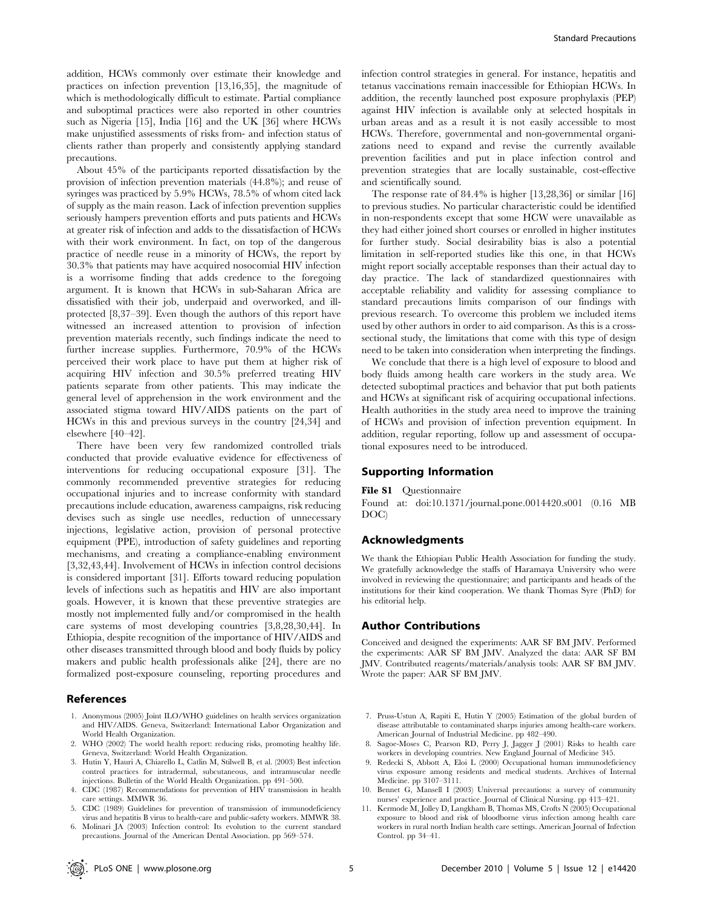addition, HCWs commonly over estimate their knowledge and practices on infection prevention [13,16,35], the magnitude of which is methodologically difficult to estimate. Partial compliance and suboptimal practices were also reported in other countries such as Nigeria [15], India [16] and the UK [36] where HCWs make unjustified assessments of risks from- and infection status of clients rather than properly and consistently applying standard precautions.

About 45% of the participants reported dissatisfaction by the provision of infection prevention materials (44.8%); and reuse of syringes was practiced by 5.9% HCWs, 78.5% of whom cited lack of supply as the main reason. Lack of infection prevention supplies seriously hampers prevention efforts and puts patients and HCWs at greater risk of infection and adds to the dissatisfaction of HCWs with their work environment. In fact, on top of the dangerous practice of needle reuse in a minority of HCWs, the report by 30.3% that patients may have acquired nosocomial HIV infection is a worrisome finding that adds credence to the foregoing argument. It is known that HCWs in sub-Saharan Africa are dissatisfied with their job, underpaid and overworked, and ill-protected [8,37–39]. Even though the authors of this report have witnessed an increased attention to provision of infection prevention materials recently, such findings indicate the need to further increase supplies. Furthermore, 70.9% of the HCWs perceived their work place to have put them at higher risk of acquiring HIV infection and 30.5% preferred treating HIV patients separate from other patients. This may indicate the general level of apprehension in the work environment and the associated stigma toward HIV/AIDS patients on the part of HCWs in this and previous surveys in the country [24,34] and elsewhere [40–42].

There have been very few randomized controlled trials conducted that provide evaluative evidence for effectiveness of interventions for reducing occupational exposure [31]. The commonly recommended preventive strategies for reducing occupational injuries and to increase conformity with standard precautions include education, awareness campaigns, risk reducing devises such as single use needles, reduction of unnecessary injections, legislative action, provision of personal protective equipment (PPE), introduction of safety guidelines and reporting mechanisms, and creating a compliance-enabling environment [3,32,43,44]. Involvement of HCWs in infection control decisions is considered important [31]. Efforts toward reducing population levels of infections such as hepatitis and HIV are also important goals. However, it is known that these preventive strategies are mostly not implemented fully and/or compromised in the health care systems of most developing countries [3,8,28,30,44]. In Ethiopia, despite recognition of the importance of HIV/AIDS and other diseases transmitted through blood and body fluids by policy makers and public health professionals alike [24], there are no formalized post-exposure counseling, reporting procedures and infection control strategies in general. For instance, hepatitis and tetanus vaccinations remain inaccessible for Ethiopian HCWs. In addition, the recently launched post exposure prophylaxis (PEP) against HIV infection is available only at selected hospitals in urban areas and as a result it is not easily accessible to most HCWs. Therefore, governmental and non-governmental organizations need to expand and revise the currently available prevention facilities and put in place infection control and prevention strategies that are locally sustainable, cost-effective and scientifically sound.

The response rate of 84.4% is higher [13,28,36] or similar [16] to previous studies. No particular characteristic could be identified in non-respondents except that some HCW were unavailable as they had either joined short courses or enrolled in higher institutes for further study. Social desirability bias is also a potential limitation in self-reported studies like this one, in that HCWs might report socially acceptable responses than their actual day to day practice. The lack of standardized questionnaires with acceptable reliability and validity for assessing compliance to standard precautions limits comparison of our findings with previous research. To overcome this problem we included items used by other authors in order to aid comparison. As this is a cross-sectional study, the limitations that come with this type of design need to be taken into consideration when interpreting the findings.

We conclude that there is a high level of exposure to blood and body fluids among health care workers in the study area. We detected suboptimal practices and behavior that put both patients and HCWs at significant risk of acquiring occupational infections. Health authorities in the study area need to improve the training of HCWs and provision of infection prevention equipment. In addition, regular reporting, follow up and assessment of occupational exposures need to be introduced.

## Supporting Information

**File S1** Questionnaire
Found at: doi:10.1371/journal.pone.0014420.s001 (0.16 MB DOC)

## Acknowledgments

We thank the Ethiopian Public Health Association for funding the study. We gratefully acknowledge the staffs of Haramaya University who were involved in reviewing the questionnaire; and participants and heads of the institutions for their kind cooperation. We thank Thomas Syre (PhD) for his editorial help.

## Author Contributions

Conceived and designed the experiments: AAR SF BM JMV. Performed the experiments: AAR SF BM JMV. Analyzed the data: AAR SF BM JMV. Contributed reagents/materials/analysis tools: AAR SF BM JMV. Wrote the paper: AAR SF BM JMV.

## References

1. Anonymous (2005) Joint ILO/WHO guidelines on health services organization and HIV/AIDS. Geneva, Switzerland: International Labor Organization and World Health Organization.
2. WHO (2002) The world health report: reducing risks, promoting healthy life. Geneva, Switzerland: World Health Organization.
3. Hutin Y, Hauri A, Chiarello L, Catlin M, Stilwell B, et al. (2003) Best infection control practices for intradermal, subcutaneous, and intramuscular needle injections. Bulletin of the World Health Organization. pp 491–500.
4. CDC (1987) Recommendations for prevention of HIV transmission in health care settings. MMWR 36.
5. CDC (1989) Guidelines for prevention of transmission of immunodeficiency virus and hepatitis B virus to health-care and public-safety workers. MMWR 38.
6. Molinari JA (2003) Infection control: Its evolution to the current standard precautions. Journal of the American Dental Association. pp 569–574.
7. Pruss-Ustun A, Rapiti E, Hutin Y (2005) Estimation of the global burden of disease attributable to contaminated sharps injuries among health-care workers. American Journal of Industrial Medicine. pp 482–490.
8. Sagoe-Moses C, Pearson RD, Perry J, Jagger J (2001) Risks to health care workers in developing countries. New England Journal of Medicine 345.
9. Redecki S, Abbott A, Eloi L (2000) Occupational human immunodeficiency virus exposure among residents and medical students. Archives of Internal Medicine. pp 3107–3111.
10. Bennet G, Mansell I (2003) Universal precautions: a survey of community nurses' experience and practice. Journal of Clinical Nursing. pp 413–421.
11. Kermode M, Jolley D, Langkham B, Thomas MS, Crofts N (2005) Occupational exposure to blood and risk of bloodborne virus infection among health care workers in rural north Indian health care settings. American Journal of Infection Control. pp 34–41.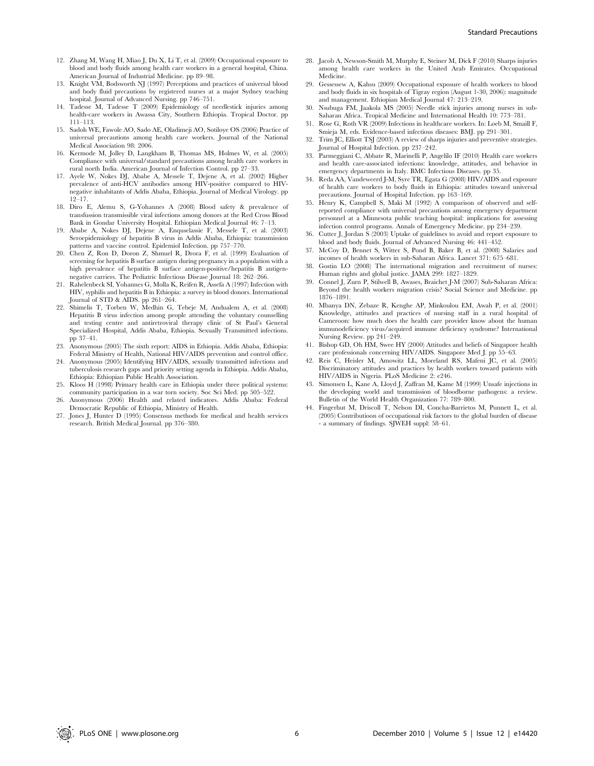12. Zhang M, Wang H, Miao J, Du X, Li T, et al. (2009) Occupational exposure to blood and body fluids among health care workers in a general hospital, China. American Journal of Industrial Medicine. pp 89–98.
13. Knight VM, Bodsworth NJ (1997) Perceptions and practices of universal blood and body fluid precautions by registered nurses at a major Sydney teaching hospital. Journal of Advanced Nursing. pp 746–751.
14. Tadesse M, Tadesse T (2009) Epidemiology of needlestick injuries among health-care workers in Awassa City, Southern Ethiopia. Tropical Doctor. pp 111–113.
15. Sadoh WE, Fawole AO, Sado AE, Oladimeji AO, Sotiloye OS (2006) Practice of universal precautions among health care workers. Journal of the National Medical Association 98: 2006.
16. Kermode M, Jolley D, Langkham B, Thomas MS, Holmes W, et al. (2005) Compliance with universal/standard precautions among health care workers in rural north India. American Journal of Infection Control. pp 27–33.
17. Ayele W, Nokes DJ, Ababe A, Messele T, Dejene A, et al. (2002) Higher prevalence of anti-HCV antibodies among HIV-positive compared to HIV-negative inhabitants of Addis Ababa, Ethiopia. Journal of Medical Virology. pp 12–17.
18. Diro E, Alemu S, G-Yohannes A (2008) Blood safety & prevalence of transfussion transmissible viral infections among donors at the Red Cross Blood Bank in Gondar University Hospital. Ethiopian Medical Journal 46: 7–13.
19. Ababe A, Nokes DJ, Dejene A, Enquselassie F, Messele T, et al. (2003) Seroepidemiology of hepatitis B virus in Addis Ababa, Ethiopia: transmission patterns and vaccine control. Epidemiol Infection. pp 757–770.
20. Chen Z, Ron D, Doron Z, Shmuel R, Drora F, et al. (1999) Evaluation of screening for hepatitis B surface antigen during pregnancy in a population with a high prevalence of hepatitis B surface antigen-positive/hepatitis B antigen-negative carriers. The Pediatric Infectious Disease Journal 18: 262–266.
21. Rahelenbeck SI, Yohannes G, Molla K, Reifen R, Assefa A (1997) Infection with HIV, syphilis and hepatitis B in Ethiopia: a survey in blood donors. International Journal of STD & AIDS. pp 261–264.
22. Shimelis T, Torben W, Medhin G, Tebeje M, Andualem A, et al. (2008) Hepatitis B virus infection among people attending the voluntary counselling and testing centre and antiretroviral therapy clinic of St Paul's General Specialized Hospital, Addis Ababa, Ethiopia. Sexually Transmitted infections. pp 37–41.
23. Anonymous (2005) The sixth report: AIDS in Ethiopia. Addis Ababa, Ethiopia: Federal Ministry of Health, National HIV/AIDS prevention and control office.
24. Anonymous (2005) Identifying HIV/AIDS, sexually transmitted infections and tuberculosis research gaps and priority setting agenda in Ethiopia. Addis Ababa, Ethiopia: Ethiopian Public Health Association.
25. Kloos H (1998) Primary health care in Ethiopia under three political systems: community participation in a war torn society. Soc Sci Med. pp 505–522.
26. Anonymous (2006) Health and related indicators. Addis Ababa: Federal Democratic Republic of Ethiopia, Ministry of Health.
27. Jones J, Hunter D (1995) Consensus methods for medical and health services research. British Medical Journal. pp 376–380.
28. Jacob A, Newson-Smith M, Murphy E, Steiner M, Dick F (2010) Sharps injuries among health care workers in the United Arab Emirates. Occupational Medicine.
29. Gessessew A, Kahsu (2009) Occupational exposure of health workers to blood and body fluids in six hospitals of Tigray region (August 1-30, 2006): magnitude and management. Ethiopian Medical Journal 47: 213–219.
30. Nsubuga FM, Jaakola MS (2005) Needle stick injuries among nurses in sub-Saharan Africa. Tropical Medicine and International Health 10: 773–781.
31. Rose G, Roth VR (2009) Infections in healthcare workers. In: Loeb M, Smaill F, Smieja M, eds. Evidence-based infectious diseases: BMJ. pp 291–301.
32. Trim JC, Elliott TSJ (2003) A review of sharps injuries and preventive strategies. Journal of Hospital Infection. pp 237–242.
33. Parmeggiani C, Abbate R, Marinelli P, Angelilo IF (2010) Health care workers and health care-associated infections: knowledge, attitudes, and behavior in emergency departments in Italy. BMC Infectious Diseases. pp 35.
34. Reda AA, Vandeweerd J-M, Syre TR, Egata G (2008) HIV/AIDS and exposure of health care workers to body fluids in Ethiopia: attitudes toward universal precautions. Journal of Hospital Infection. pp 163–169.
35. Henry K, Campbell S, Maki M (1992) A comparison of observed and self-reported compliance with universal precautions among emergency department personnel at a Minnesota public teaching hospital: implications for assessing infection control programs. Annals of Emergency Medicine. pp 234–239.
36. Cutter J, Jordan S (2003) Uptake of guidelines to avoid and report exposure to blood and body fluids. Journal of Advanced Nursing 46: 441–452.
37. McCoy D, Bennet S, Witter S, Pond B, Baker B, et al. (2008) Salaries and incomes of health workers in sub-Saharan Africa. Lancet 371: 675–681.
38. Gostin LO (2008) The international migration and recruitment of nurses: Human rights and global justice. JAMA 299: 1827–1829.
39. Connel J, Zurn P, Stilwell B, Awases, Braichet J-M (2007) Sub-Saharan Africa: Beyond the health workers migration crisis? Social Science and Medicine. pp 1876–1891.
40. Mbanya DN, Zebaze R, Kenghe AP, Minkoulou EM, Awah P, et al. (2001) Knowledge, attitudes and practices of nursing staff in a rural hospital of Cameroon: how much does the health care provider know about the human immunodeficiency virus/acquired immune deficiency syndrome? International Nursing Review. pp 241–249.
41. Bishop GD, Oh HM, Swee HY (2000) Attitudes and beliefs of Singapore health care professionals concerning HIV/AIDS. Singapore Med J. pp 55–63.
42. Reis C, Heisler M, Amowitz LL, Moreland RS, Mafeni JC, et al. (2005) Discriminatory attitudes and practices by health workers toward patients with HIV/AIDS in Nigeria. PLoS Medicine 2: e246.
43. Simonsen L, Kane A, Lloyd J, Zaffran M, Kame M (1999) Unsafe injections in the developing world and transmission of bloodborne pathogens: a review. Bulletin of the World Health Organization 77: 789–800.
44. Fingerhut M, Driscoll T, Nelson DI, Concha-Barrietos M, Punnett L, et al. (2005) Contributioon of occupational risk factors to the global burden of disease - a summary of findings. SJWEH suppl: 58–61.